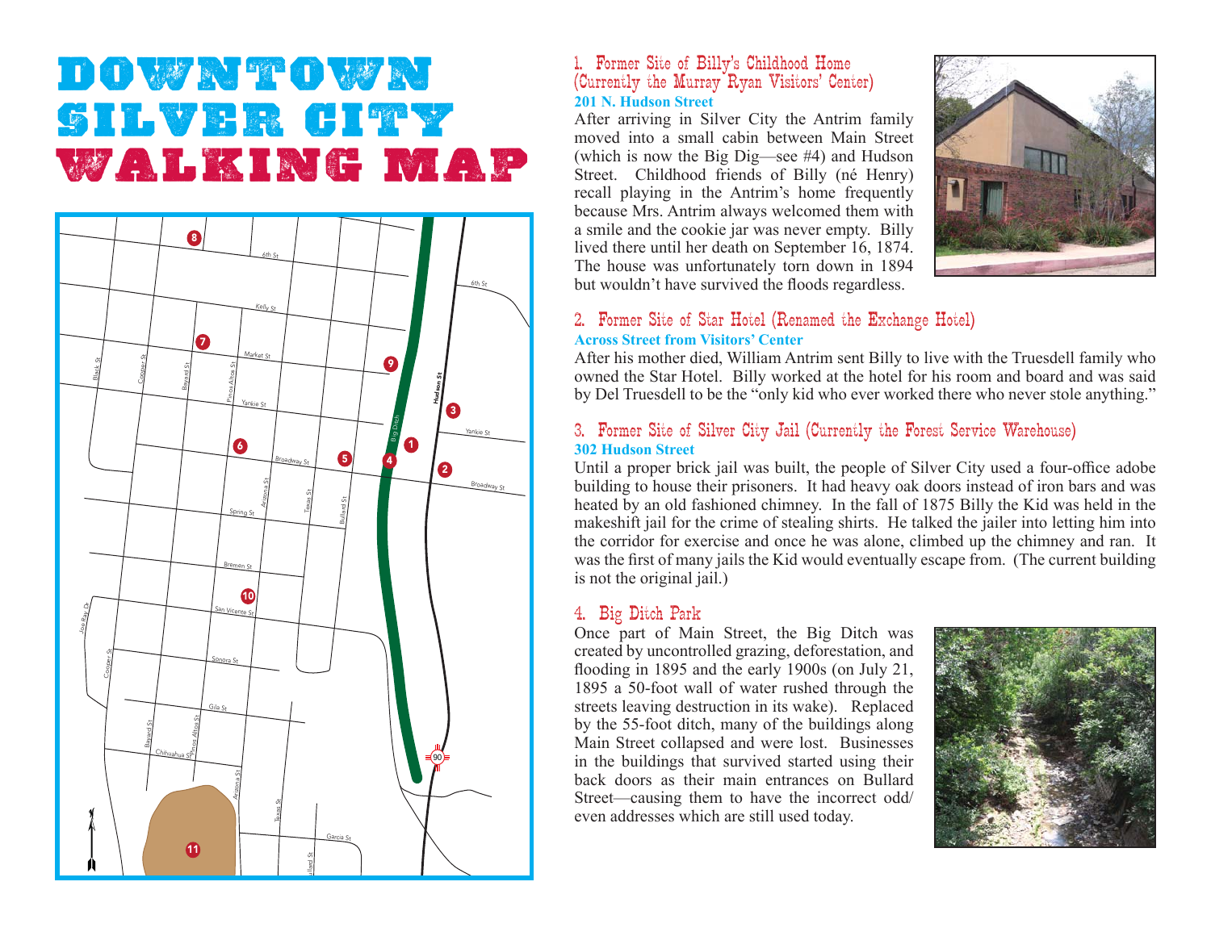# DOWNTOWN SILVER CITY WALKING MAP

## 1. Former Site of Billy's Childhood Home (Currently the Murray Ryan Visitors' Center)

**201 N. Hudson Street**

After arriving in Silver City the Antrim family moved into a small cabin between Main Street (which is now the Big Dig—see #4) and Hudson Street. Childhood friends of Billy (né Henry) recall playing in the Antrim's home frequently because Mrs. Antrim always welcomed them with a smile and the cookie jar was never empty. Billy lived there until her death on September 16, 1874. The house was unfortunately torn down in 1894 but wouldn't have survived the floods regardless.

## 2. Former Site of Star Hotel (Renamed the Exchange Hotel)

**Across Street from Visitors' Center**

After his mother died, William Antrim sent Billy to live with the Truesdell family who owned the Star Hotel. Billy worked at the hotel for his room and board and was said by Del Truesdell to be the "only kid who ever worked there who never stole anything."

## 3. Former Site of Silver City Jail (Currently the Forest Service Warehouse)

**302 Hudson Street**

Until a proper brick jail was built, the people of Silver City used a four-office adobe building to house their prisoners. It had heavy oak doors instead of iron bars and was heated by an old fashioned chimney. In the fall of 1875 Billy the Kid was held in the makeshift jail for the crime of stealing shirts. He talked the jailer into letting him into the corridor for exercise and once he was alone, climbed up the chimney and ran. It was the first of many jails the Kid would eventually escape from. (The current building is not the original jail.)

## 4. Big Ditch Park

Once part of Main Street, the Big Ditch was created by uncontrolled grazing, deforestation, and flooding in 1895 and the early 1900s (on July 21, 1895 a 50-foot wall of water rushed through the streets leaving destruction in its wake). Replaced by the 55-foot ditch, many of the buildings along Main Street collapsed and were lost. Businesses in the buildings that survived started using their back doors as their main entrances on Bullard Street—causing them to have the incorrect odd/even addresses which are still used today.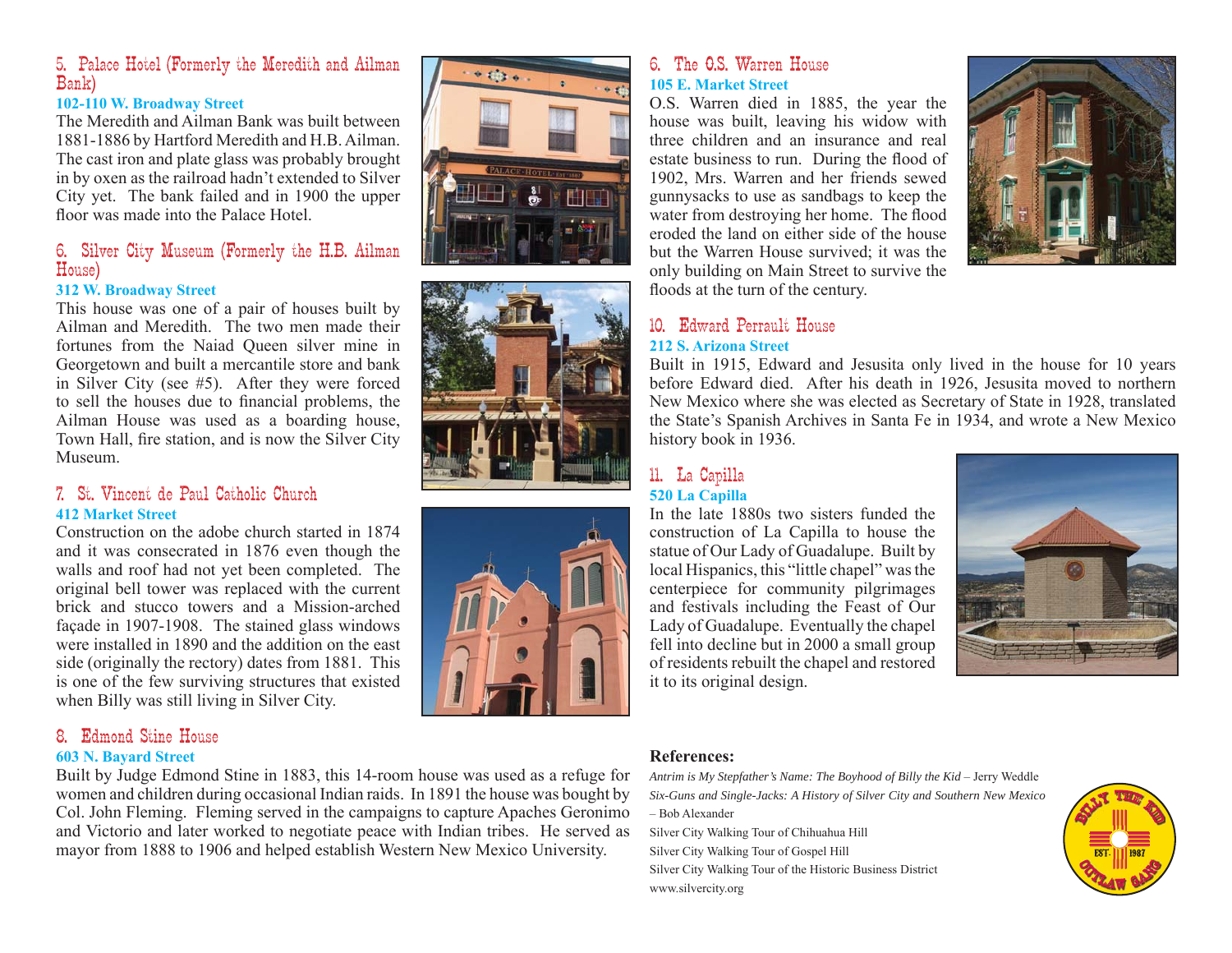## 5. Palace Hotel (Formerly the Meredith and Ailman Bank)

**102-110 W. Broadway Street**

The Meredith and Ailman Bank was built between 1881-1886 by Hartford Meredith and H.B. Ailman. The cast iron and plate glass was probably brought in by oxen as the railroad hadn't extended to Silver City yet. The bank failed and in 1900 the upper floor was made into the Palace Hotel.

## 6. Silver City Museum (Formerly the H.B. Ailman House)

**312 W. Broadway Street**

This house was one of a pair of houses built by Ailman and Meredith. The two men made their fortunes from the Naiad Queen silver mine in Georgetown and built a mercantile store and bank in Silver City (see #5). After they were forced to sell the houses due to financial problems, the Ailman House was used as a boarding house, Town Hall, fire station, and is now the Silver City Museum.

## 7. St. Vincent de Paul Catholic Church

**412 Market Street**

Construction on the adobe church started in 1874 and it was consecrated in 1876 even though the walls and roof had not yet been completed. The original bell tower was replaced with the current brick and stucco towers and a Mission-arched façade in 1907-1908. The stained glass windows were installed in 1890 and the addition on the east side (originally the rectory) dates from 1881. This is one of the few surviving structures that existed when Billy was still living in Silver City.

## 8. Edmond Stine House

**603 N. Bayard Street**

Built by Judge Edmond Stine in 1883, this 14-room house was used as a refuge for women and children during occasional Indian raids. In 1891 the house was bought by Col. John Fleming. Fleming served in the campaigns to capture Apaches Geronimo and Victorio and later worked to negotiate peace with Indian tribes. He served as mayor from 1888 to 1906 and helped establish Western New Mexico University.

## 6. The O.S. Warren House

**105 E. Market Street**

O.S. Warren died in 1885, the year the house was built, leaving his widow with three children and an insurance and real estate business to run. During the flood of 1902, Mrs. Warren and her friends sewed gunnysacks to use as sandbags to keep the water from destroying her home. The flood eroded the land on either side of the house but the Warren House survived; it was the only building on Main Street to survive the floods at the turn of the century.

## 10. Edward Perrault House

**212 S. Arizona Street**

Built in 1915, Edward and Jesusita only lived in the house for 10 years before Edward died. After his death in 1926, Jesusita moved to northern New Mexico where she was elected as Secretary of State in 1928, translated the State's Spanish Archives in Santa Fe in 1934, and wrote a New Mexico history book in 1936.

## 11. La Capilla

**520 La Capilla**

In the late 1880s two sisters funded the construction of La Capilla to house the statue of Our Lady of Guadalupe. Built by local Hispanics, this "little chapel" was the centerpiece for community pilgrimages and festivals including the Feast of Our Lady of Guadalupe. Eventually the chapel fell into decline but in 2000 a small group of residents rebuilt the chapel and restored it to its original design.

**References:**

*Antrim is My Stepfather's Name: The Boyhood of Billy the Kid* – Jerry Weddle

*Six-Guns and Single-Jacks: A History of Silver City and Southern New Mexico* – Bob Alexander

Silver City Walking Tour of Chihuahua Hill

Silver City Walking Tour of Gospel Hill

Silver City Walking Tour of the Historic Business District

www.silvercity.org

BILLY THE KID OUTLAW GANG EST. 1987